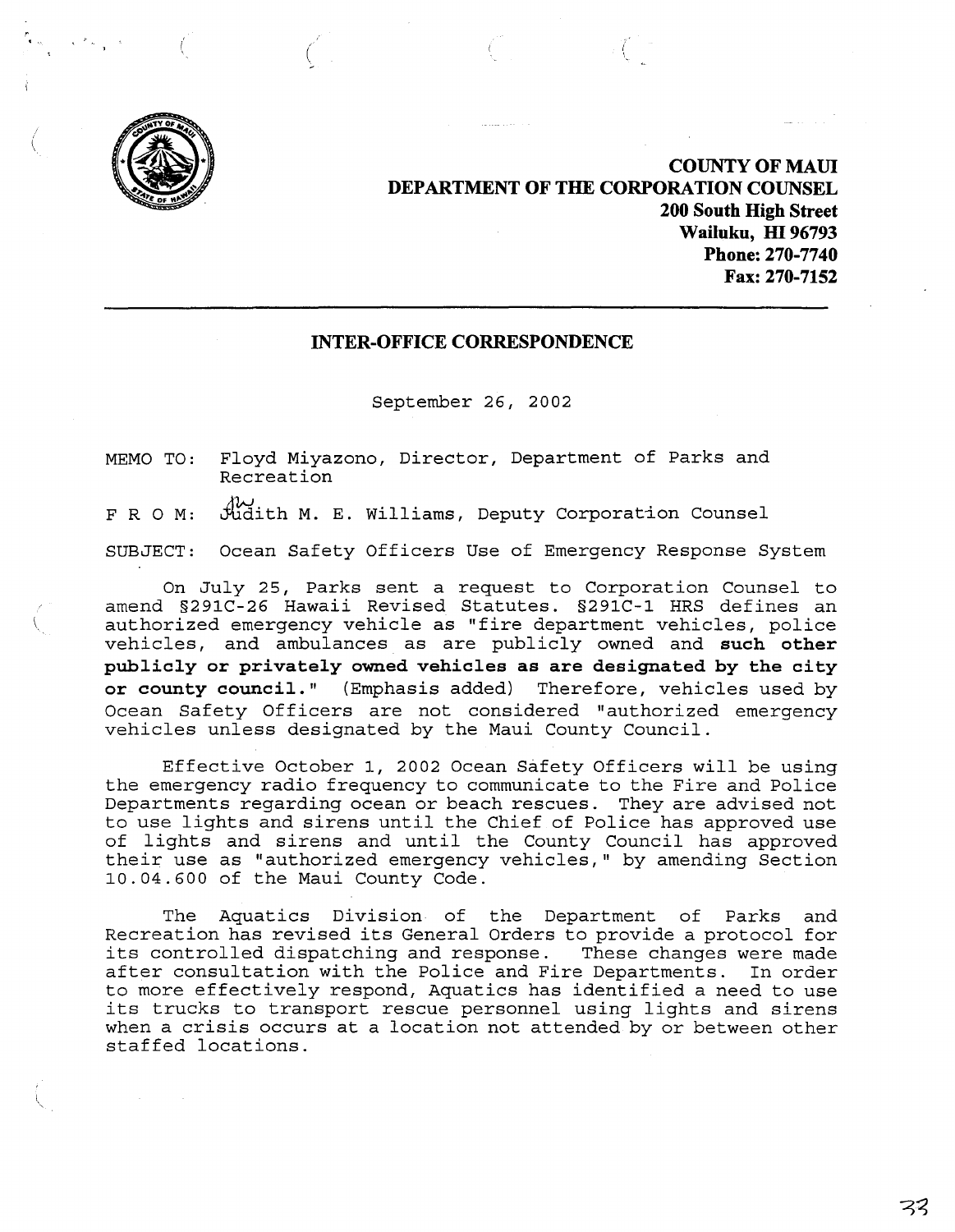**COUNTY OF MAUI**
**DEPARTMENT OF THE CORPORATION COUNSEL**
**200 South High Street**
**Wailuku, HI 96793**
**Phone: 270-7740**
**Fax: 270-7152**

---

**INTER-OFFICE CORRESPONDENCE**

September 26, 2002

MEMO TO: Floyd Miyazono, Director, Department of Parks and Recreation

F R O M: Judith M. E. Williams, Deputy Corporation Counsel

SUBJECT: Ocean Safety Officers Use of Emergency Response System

On July 25, Parks sent a request to Corporation Counsel to amend §291C-26 Hawaii Revised Statutes. §291C-1 HRS defines an authorized emergency vehicle as "fire department vehicles, police vehicles, and ambulances as are publicly owned and **such other publicly or privately owned vehicles as are designated by the city or county council.**" (Emphasis added) Therefore, vehicles used by Ocean Safety Officers are not considered "authorized emergency vehicles unless designated by the Maui County Council.

Effective October 1, 2002 Ocean Safety Officers will be using the emergency radio frequency to communicate to the Fire and Police Departments regarding ocean or beach rescues. They are advised not to use lights and sirens until the Chief of Police has approved use of lights and sirens and until the County Council has approved their use as "authorized emergency vehicles," by amending Section 10.04.600 of the Maui County Code.

The Aquatics Division of the Department of Parks and Recreation has revised its General Orders to provide a protocol for its controlled dispatching and response. These changes were made after consultation with the Police and Fire Departments. In order to more effectively respond, Aquatics has identified a need to use its trucks to transport rescue personnel using lights and sirens when a crisis occurs at a location not attended by or between other staffed locations.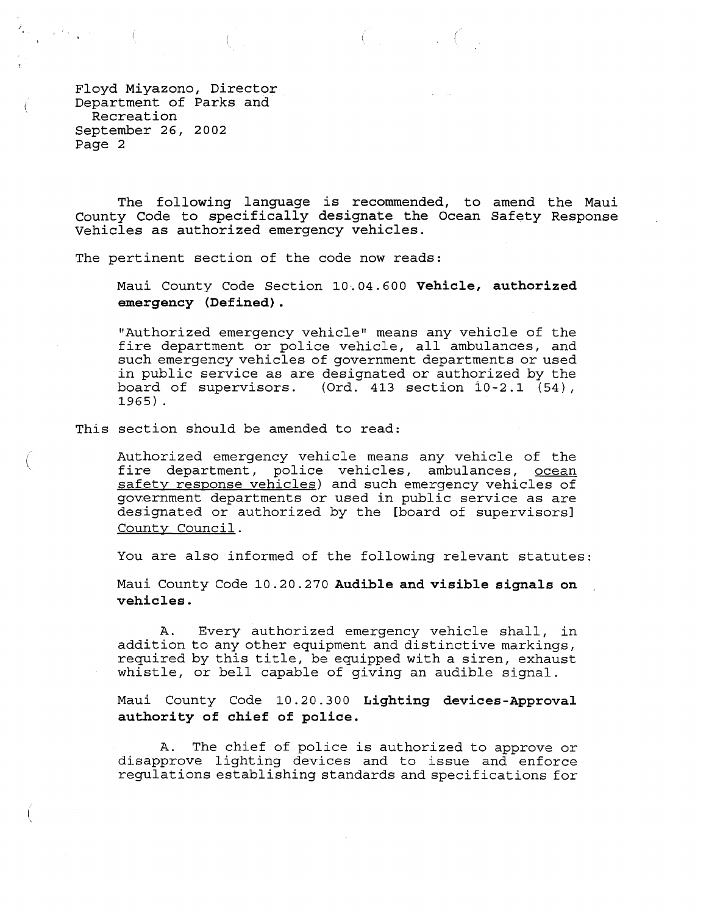Floyd Miyazono, Director
Department of Parks and Recreation
September 26, 2002
Page 2

The following language is recommended, to amend the Maui County Code to specifically designate the Ocean Safety Response Vehicles as authorized emergency vehicles.

The pertinent section of the code now reads:

> Maui County Code Section 10.04.600 **Vehicle, authorized emergency (Defined).**
>
> "Authorized emergency vehicle" means any vehicle of the fire department or police vehicle, all ambulances, and such emergency vehicles of government departments or used in public service as are designated or authorized by the board of supervisors. (Ord. 413 section 10-2.1 (54), 1965).

This section should be amended to read:

> Authorized emergency vehicle means any vehicle of the fire department, police vehicles, ambulances, <u>ocean safety response vehicles</u>) and such emergency vehicles of government departments or used in public service as are designated or authorized by the [board of supervisors] <u>County Council</u>.
>
> You are also informed of the following relevant statutes:
>
> Maui County Code 10.20.270 **Audible and visible signals on vehicles.**
>
> A. Every authorized emergency vehicle shall, in addition to any other equipment and distinctive markings, required by this title, be equipped with a siren, exhaust whistle, or bell capable of giving an audible signal.
>
> Maui County Code 10.20.300 **Lighting devices-Approval authority of chief of police.**
>
> A. The chief of police is authorized to approve or disapprove lighting devices and to issue and enforce regulations establishing standards and specifications for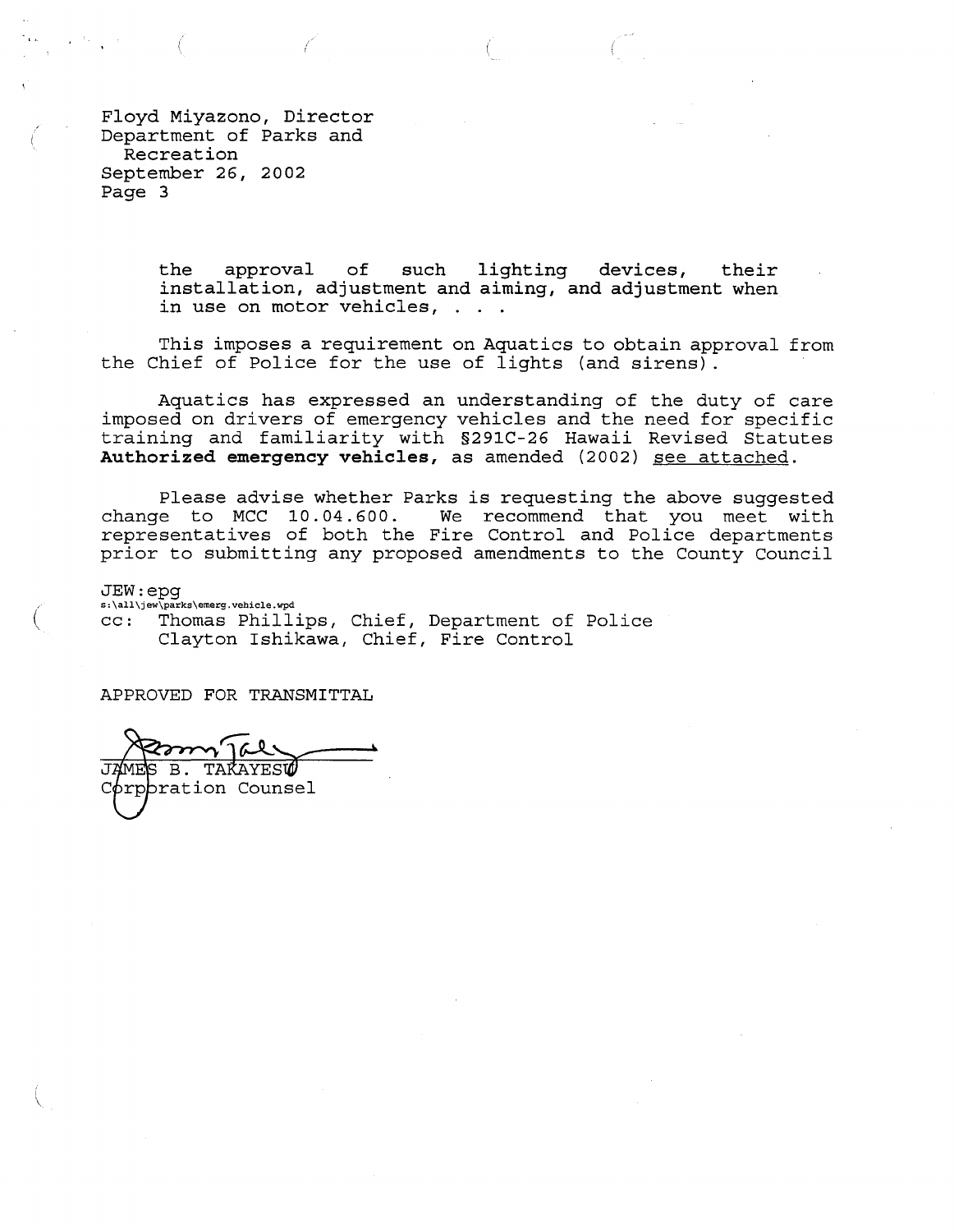Floyd Miyazono, Director
Department of Parks and Recreation
September 26, 2002
Page 3

> the approval of such lighting devices, their installation, adjustment and aiming, and adjustment when in use on motor vehicles, . . .

This imposes a requirement on Aquatics to obtain approval from the Chief of Police for the use of lights (and sirens).

Aquatics has expressed an understanding of the duty of care imposed on drivers of emergency vehicles and the need for specific training and familiarity with §291C-26 Hawaii Revised Statutes **Authorized emergency vehicles,** as amended (2002) see attached.

Please advise whether Parks is requesting the above suggested change to MCC 10.04.600. We recommend that you meet with representatives of both the Fire Control and Police departments prior to submitting any proposed amendments to the County Council

JEW:epg
s:\all\jew\parks\emerg.vehicle.wpd
cc: Thomas Phillips, Chief, Department of Police
Clayton Ishikawa, Chief, Fire Control

APPROVED FOR TRANSMITTAL

JAMES B. TAKAYESU
Corporation Counsel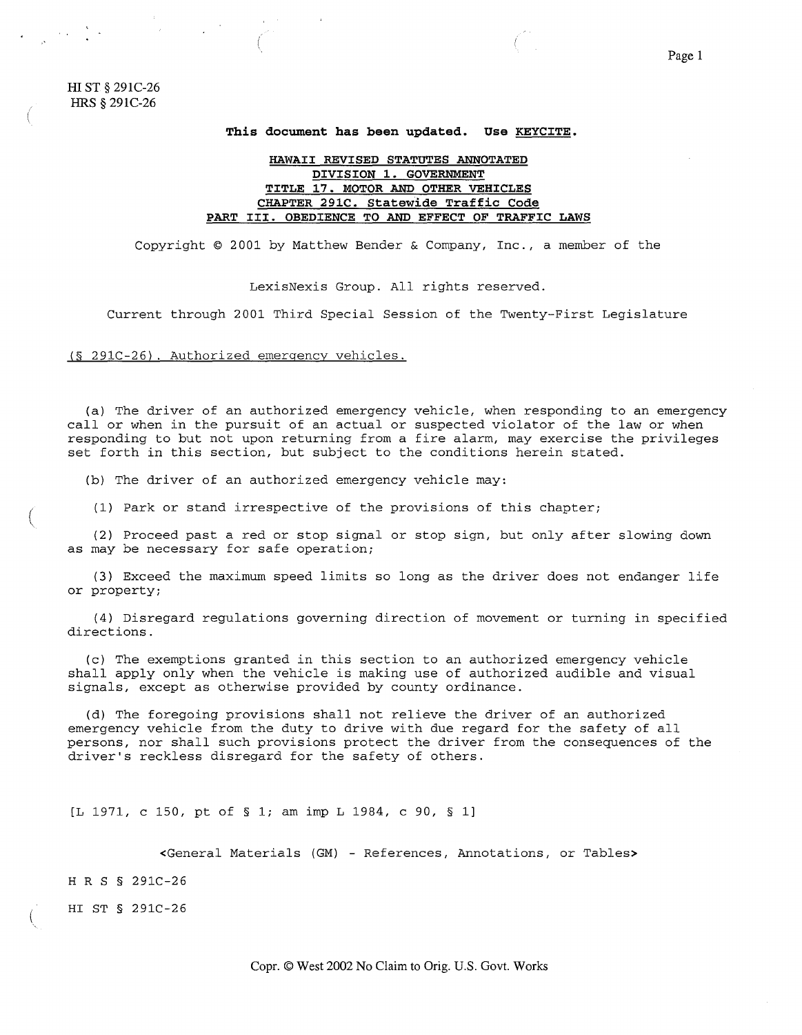HI ST § 291C-26
HRS § 291C-26

**This document has been updated. Use KEYCITE.**

**HAWAII REVISED STATUTES ANNOTATED**
**DIVISION 1. GOVERNMENT**
**TITLE 17. MOTOR AND OTHER VEHICLES**
**CHAPTER 291C. Statewide Traffic Code**
**PART III. OBEDIENCE TO AND EFFECT OF TRAFFIC LAWS**

Copyright © 2001 by Matthew Bender & Company, Inc., a member of the

LexisNexis Group. All rights reserved.

Current through 2001 Third Special Session of the Twenty-First Legislature

[§ 291C-26]. Authorized emergency vehicles.

(a) The driver of an authorized emergency vehicle, when responding to an emergency call or when in the pursuit of an actual or suspected violator of the law or when responding to but not upon returning from a fire alarm, may exercise the privileges set forth in this section, but subject to the conditions herein stated.

(b) The driver of an authorized emergency vehicle may:

(1) Park or stand irrespective of the provisions of this chapter;

(2) Proceed past a red or stop signal or stop sign, but only after slowing down as may be necessary for safe operation;

(3) Exceed the maximum speed limits so long as the driver does not endanger life or property;

(4) Disregard regulations governing direction of movement or turning in specified directions.

(c) The exemptions granted in this section to an authorized emergency vehicle shall apply only when the vehicle is making use of authorized audible and visual signals, except as otherwise provided by county ordinance.

(d) The foregoing provisions shall not relieve the driver of an authorized emergency vehicle from the duty to drive with due regard for the safety of all persons, nor shall such provisions protect the driver from the consequences of the driver's reckless disregard for the safety of others.

[L 1971, c 150, pt of § 1; am imp L 1984, c 90, § 1]

<General Materials (GM) - References, Annotations, or Tables>

H R S § 291C-26

HI ST § 291C-26

Copr. © West 2002 No Claim to Orig. U.S. Govt. Works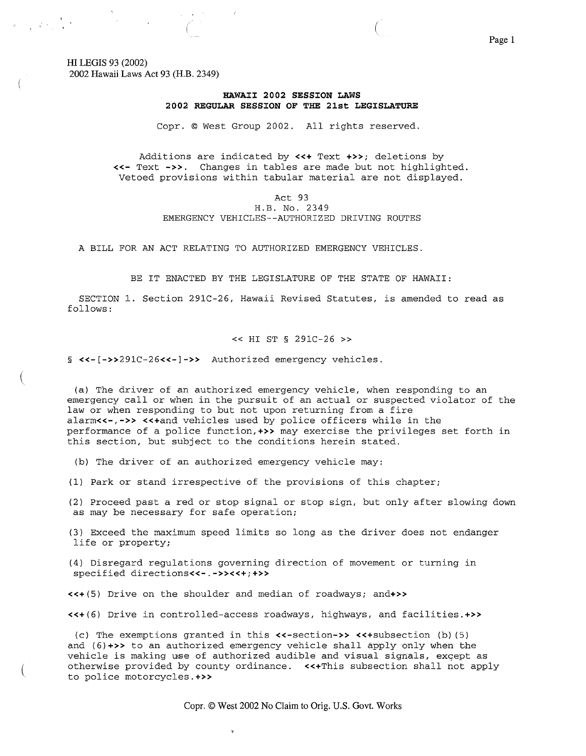HI LEGIS 93 (2002)
2002 Hawaii Laws Act 93 (H.B. 2349)

**HAWAII 2002 SESSION LAWS**
**2002 REGULAR SESSION OF THE 21st LEGISLATURE**

Copr. © West Group 2002. All rights reserved.

Additions are indicated by **<<+** Text **+>>**; deletions by **<<-** Text **->>**. Changes in tables are made but not highlighted. Vetoed provisions within tabular material are not displayed.

Act 93
H.B. No. 2349
EMERGENCY VEHICLES--AUTHORIZED DRIVING ROUTES

A BILL FOR AN ACT RELATING TO AUTHORIZED EMERGENCY VEHICLES.

BE IT ENACTED BY THE LEGISLATURE OF THE STATE OF HAWAII:

SECTION 1. Section 291C-26, Hawaii Revised Statutes, is amended to read as follows:

<< HI ST § 291C-26 >>

§ **<<-**[**->>**291C-26**<<-**]**->>** Authorized emergency vehicles.

(a) The driver of an authorized emergency vehicle, when responding to an emergency call or when in the pursuit of an actual or suspected violator of the law or when responding to but not upon returning from a fire alarm**<<-**,**->>** **<<+**and vehicles used by police officers while in the performance of a police function,**+>>** may exercise the privileges set forth in this section, but subject to the conditions herein stated.

(b) The driver of an authorized emergency vehicle may:

(1) Park or stand irrespective of the provisions of this chapter;

(2) Proceed past a red or stop signal or stop sign, but only after slowing down as may be necessary for safe operation;

(3) Exceed the maximum speed limits so long as the driver does not endanger life or property;

(4) Disregard regulations governing direction of movement or turning in specified directions**<<-**.**->><<+**;**+>>**

**<<+**(5) Drive on the shoulder and median of roadways; and**+>>**

**<<+**(6) Drive in controlled-access roadways, highways, and facilities.**+>>**

(c) The exemptions granted in this **<<-**section**->>** **<<+**subsection (b)(5) and (6)**+>>** to an authorized emergency vehicle shall apply only when the vehicle is making use of authorized audible and visual signals, except as otherwise provided by county ordinance. **<<+**This subsection shall not apply to police motorcycles.**+>>**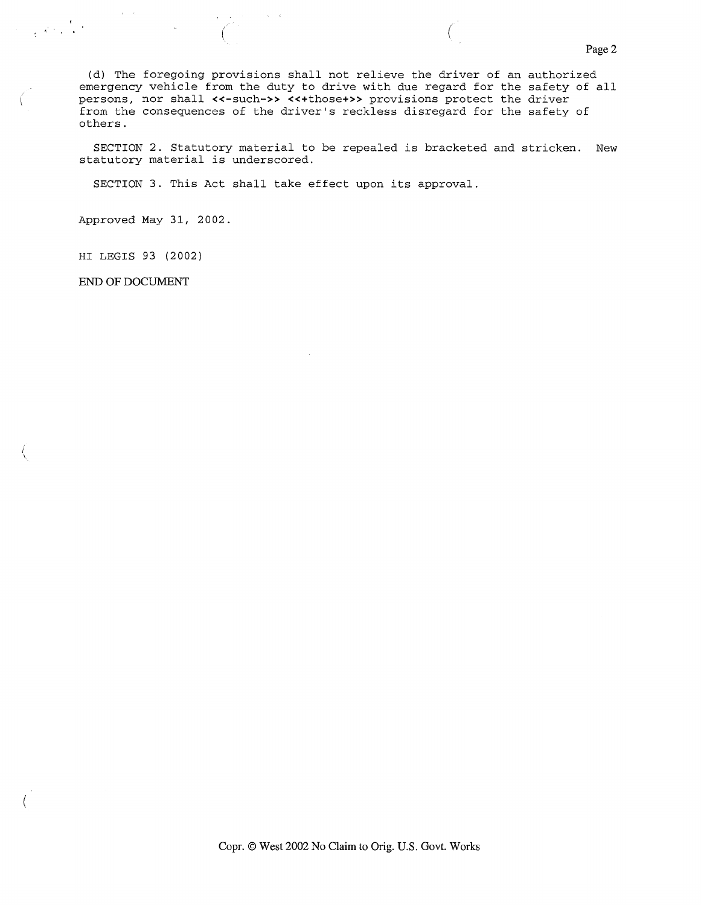(d) The foregoing provisions shall not relieve the driver of an authorized emergency vehicle from the duty to drive with due regard for the safety of all persons, nor shall **<<-such->>** **<<+those+>>** provisions protect the driver from the consequences of the driver's reckless disregard for the safety of others.

SECTION 2. Statutory material to be repealed is bracketed and stricken. New statutory material is underscored.

SECTION 3. This Act shall take effect upon its approval.

Approved May 31, 2002.

HI LEGIS 93 (2002)

END OF DOCUMENT